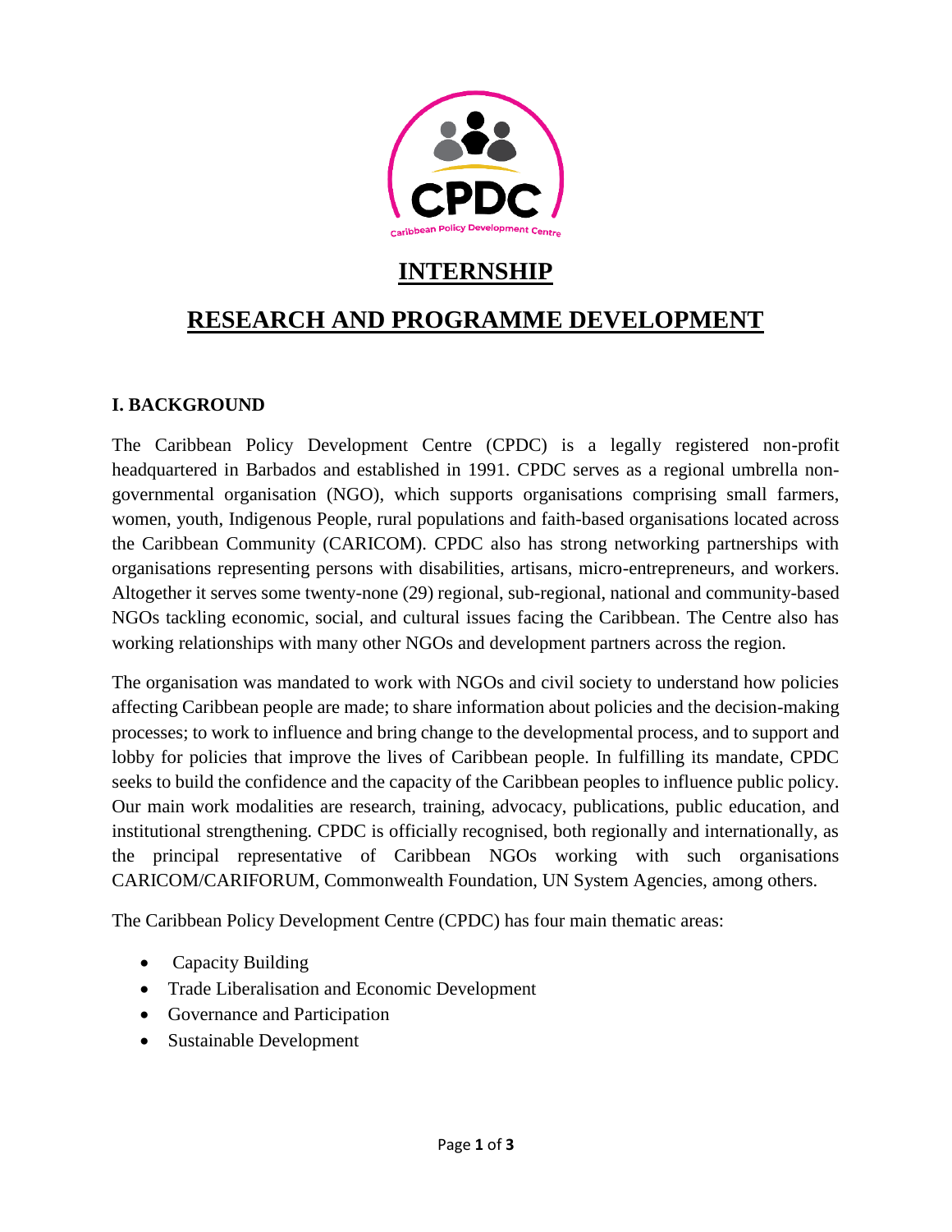# INTERNSHIP

# RESEARCH AND PROGRAMME DEVELOPMENT

## I. BACKGROUND

The Caribbean Policy Development Centre (CPDC) is a legally registered non-profit headquartered in Barbados and established in 1991. CPDC serves as a regional umbrella non-governmental organisation (NGO), which supports organisations comprising small farmers, women, youth, Indigenous People, rural populations and faith-based organisations located across the Caribbean Community (CARICOM). CPDC also has strong networking partnerships with organisations representing persons with disabilities, artisans, micro-entrepreneurs, and workers. Altogether it serves some twenty-none (29) regional, sub-regional, national and community-based NGOs tackling economic, social, and cultural issues facing the Caribbean. The Centre also has working relationships with many other NGOs and development partners across the region.

The organisation was mandated to work with NGOs and civil society to understand how policies affecting Caribbean people are made; to share information about policies and the decision-making processes; to work to influence and bring change to the developmental process, and to support and lobby for policies that improve the lives of Caribbean people. In fulfilling its mandate, CPDC seeks to build the confidence and the capacity of the Caribbean peoples to influence public policy. Our main work modalities are research, training, advocacy, publications, public education, and institutional strengthening. CPDC is officially recognised, both regionally and internationally, as the principal representative of Caribbean NGOs working with such organisations CARICOM/CARIFORUM, Commonwealth Foundation, UN System Agencies, among others.

The Caribbean Policy Development Centre (CPDC) has four main thematic areas:

- Capacity Building
- Trade Liberalisation and Economic Development
- Governance and Participation
- Sustainable Development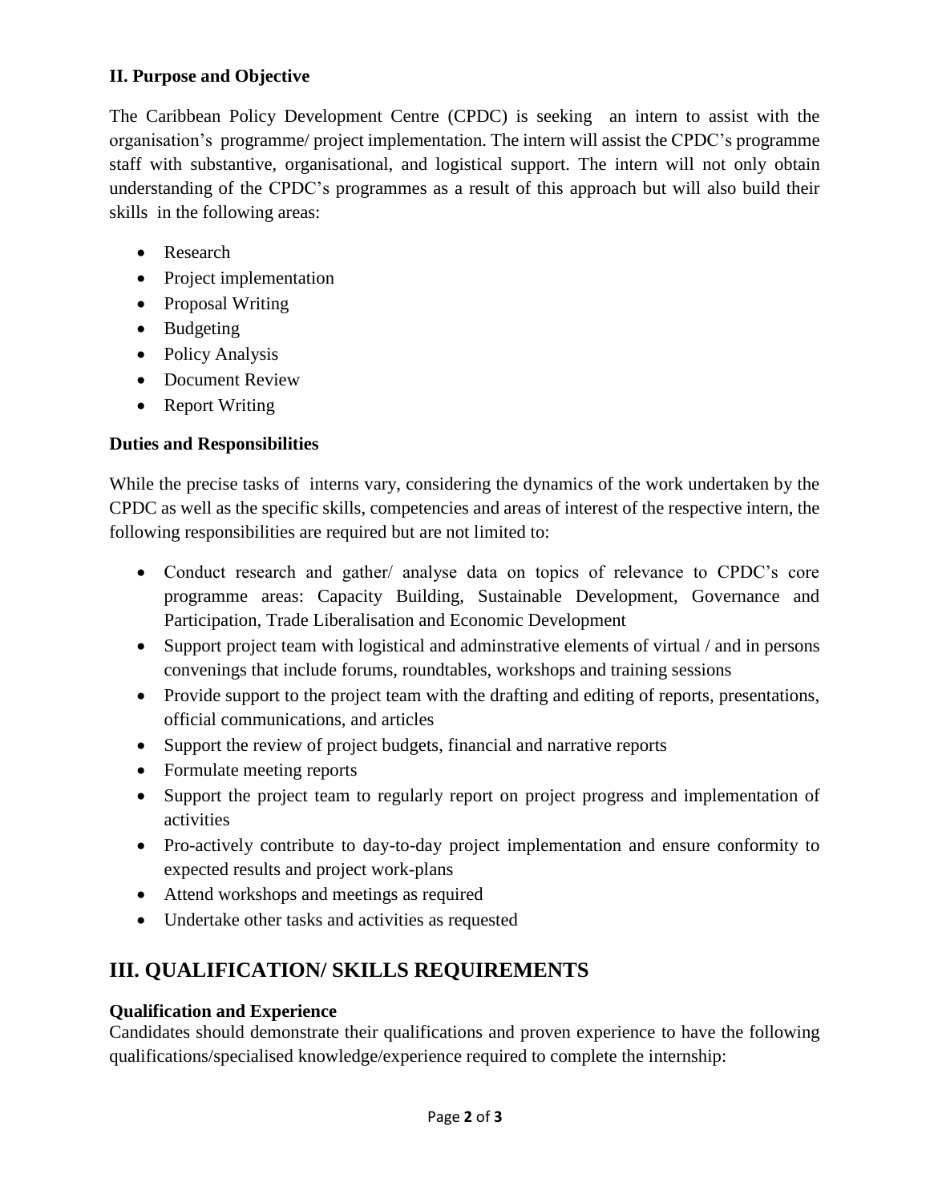### II. Purpose and Objective

The Caribbean Policy Development Centre (CPDC) is seeking an intern to assist with the organisation's programme/ project implementation. The intern will assist the CPDC's programme staff with substantive, organisational, and logistical support. The intern will not only obtain understanding of the CPDC's programmes as a result of this approach but will also build their skills in the following areas:

- Research
- Project implementation
- Proposal Writing
- Budgeting
- Policy Analysis
- Document Review
- Report Writing

### Duties and Responsibilities

While the precise tasks of interns vary, considering the dynamics of the work undertaken by the CPDC as well as the specific skills, competencies and areas of interest of the respective intern, the following responsibilities are required but are not limited to:

- Conduct research and gather/ analyse data on topics of relevance to CPDC's core programme areas: Capacity Building, Sustainable Development, Governance and Participation, Trade Liberalisation and Economic Development
- Support project team with logistical and adminstrative elements of virtual / and in persons convenings that include forums, roundtables, workshops and training sessions
- Provide support to the project team with the drafting and editing of reports, presentations, official communications, and articles
- Support the review of project budgets, financial and narrative reports
- Formulate meeting reports
- Support the project team to regularly report on project progress and implementation of activities
- Pro-actively contribute to day-to-day project implementation and ensure conformity to expected results and project work-plans
- Attend workshops and meetings as required
- Undertake other tasks and activities as requested

## III. QUALIFICATION/ SKILLS REQUIREMENTS

### Qualification and Experience

Candidates should demonstrate their qualifications and proven experience to have the following qualifications/specialised knowledge/experience required to complete the internship: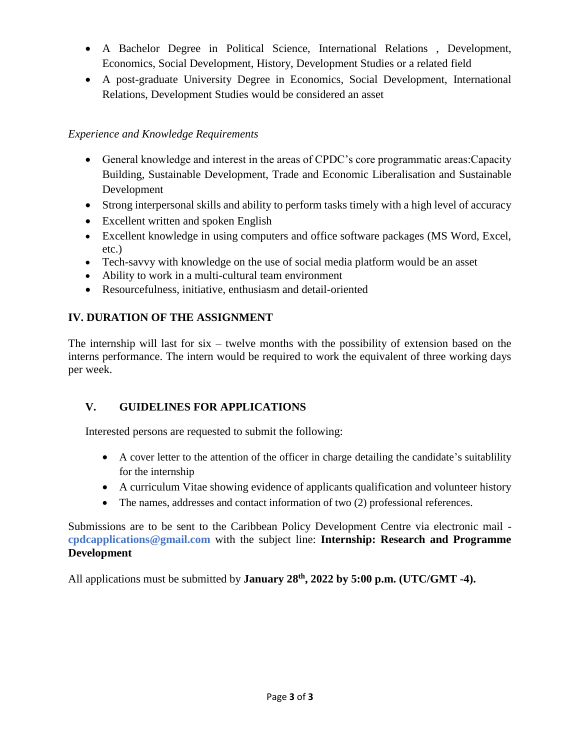- A Bachelor Degree in Political Science, International Relations , Development, Economics, Social Development, History, Development Studies or a related field
- A post-graduate University Degree in Economics, Social Development, International Relations, Development Studies would be considered an asset

*Experience and Knowledge Requirements*

- General knowledge and interest in the areas of CPDC's core programmatic areas:Capacity Building, Sustainable Development, Trade and Economic Liberalisation and Sustainable Development
- Strong interpersonal skills and ability to perform tasks timely with a high level of accuracy
- Excellent written and spoken English
- Excellent knowledge in using computers and office software packages (MS Word, Excel, etc.)
- Tech-savvy with knowledge on the use of social media platform would be an asset
- Ability to work in a multi-cultural team environment
- Resourcefulness, initiative, enthusiasm and detail-oriented

## IV. DURATION OF THE ASSIGNMENT

The internship will last for six – twelve months with the possibility of extension based on the interns performance. The intern would be required to work the equivalent of three working days per week.

## V. GUIDELINES FOR APPLICATIONS

Interested persons are requested to submit the following:

- A cover letter to the attention of the officer in charge detailing the candidate's suitablility for the internship
- A curriculum Vitae showing evidence of applicants qualification and volunteer history
- The names, addresses and contact information of two (2) professional references.

Submissions are to be sent to the Caribbean Policy Development Centre via electronic mail - **cpdcapplications@gmail.com** with the subject line: **Internship: Research and Programme Development**

All applications must be submitted by **January 28th, 2022 by 5:00 p.m. (UTC/GMT -4).**